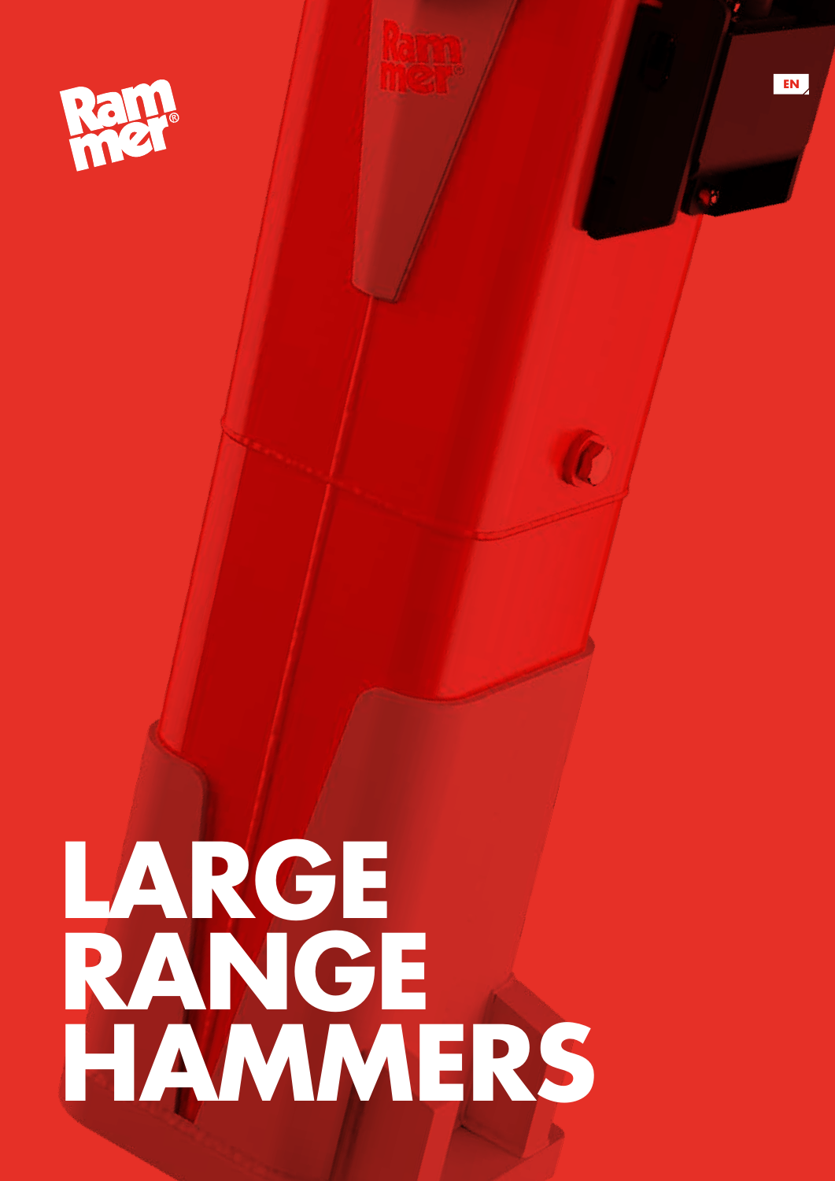Rammer®

EN

# LARGE RANGE HAMMERS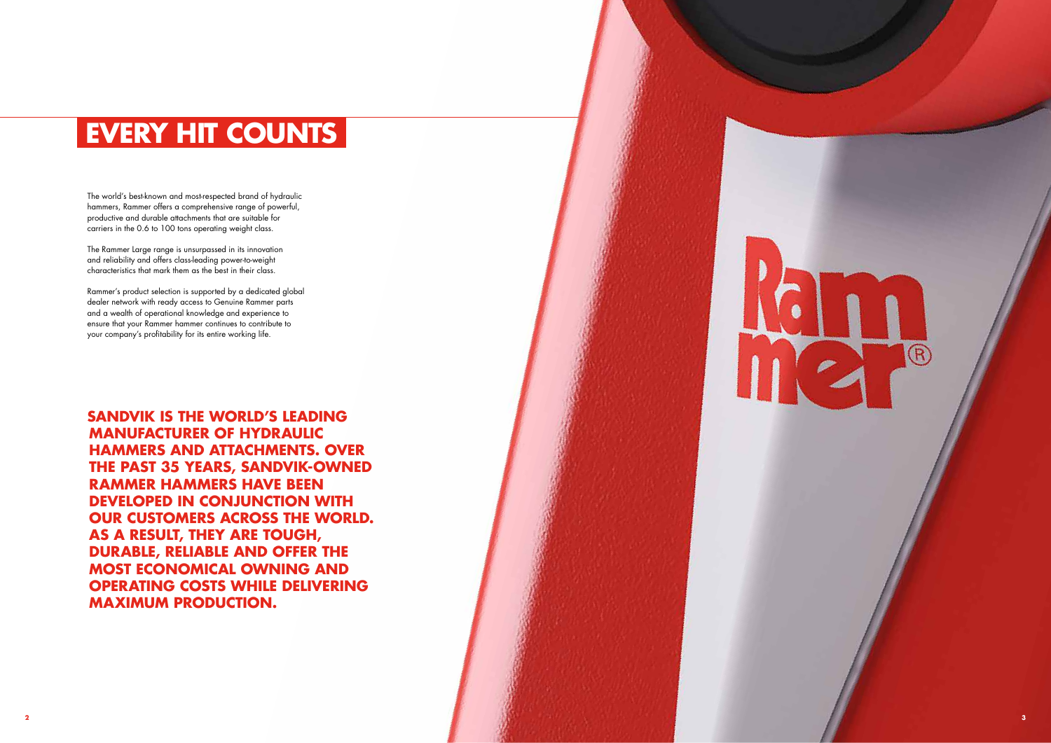# EVERY HIT COUNTS

The world's best-known and most-respected brand of hydraulic hammers, Rammer offers a comprehensive range of powerful, productive and durable attachments that are suitable for carriers in the 0.6 to 100 tons operating weight class.

The Rammer Large range is unsurpassed in its innovation and reliability and offers class-leading power-to-weight characteristics that mark them as the best in their class.

Rammer's product selection is supported by a dedicated global dealer network with ready access to Genuine Rammer parts and a wealth of operational knowledge and experience to ensure that your Rammer hammer continues to contribute to your company's profitability for its entire working life.

**SANDVIK IS THE WORLD'S LEADING MANUFACTURER OF HYDRAULIC HAMMERS AND ATTACHMENTS. OVER THE PAST 35 YEARS, SANDVIK-OWNED RAMMER HAMMERS HAVE BEEN DEVELOPED IN CONJUNCTION WITH OUR CUSTOMERS ACROSS THE WORLD. AS A RESULT, THEY ARE TOUGH, DURABLE, RELIABLE AND OFFER THE MOST ECONOMICAL OWNING AND OPERATING COSTS WHILE DELIVERING MAXIMUM PRODUCTION.**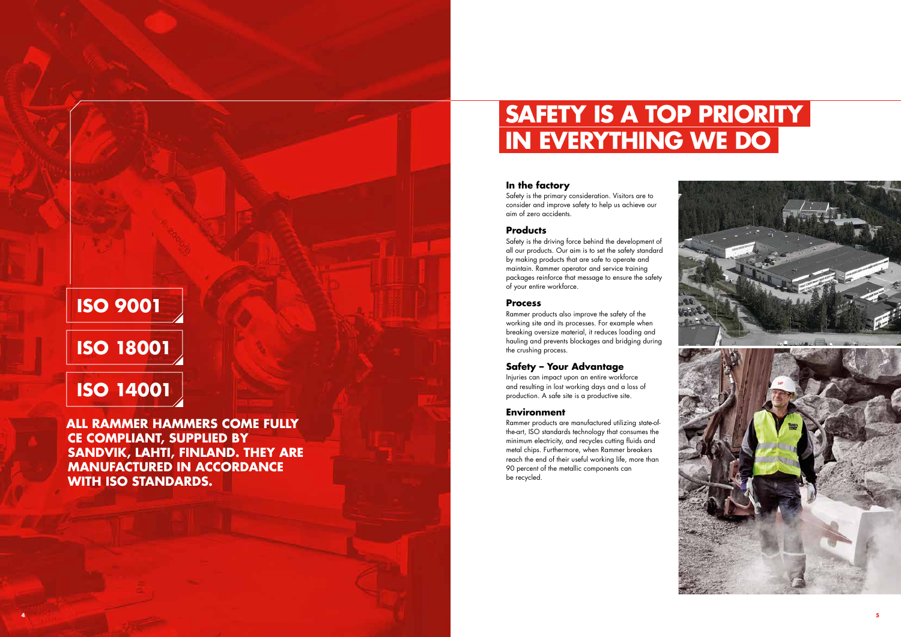**ISO 9001**

**ISO 18001**

**ISO 14001**

**ALL RAMMER HAMMERS COME FULLY CE COMPLIANT, SUPPLIED BY SANDVIK, LAHTI, FINLAND. THEY ARE MANUFACTURED IN ACCORDANCE WITH ISO STANDARDS.**

# SAFETY IS A TOP PRIORITY IN EVERYTHING WE DO

### In the factory

Safety is the primary consideration. Visitors are to consider and improve safety to help us achieve our aim of zero accidents.

### Products

Safety is the driving force behind the development of all our products. Our aim is to set the safety standard by making products that are safe to operate and maintain. Rammer operator and service training packages reinforce that message to ensure the safety of your entire workforce.

### Process

Rammer products also improve the safety of the working site and its processes. For example when breaking oversize material, it reduces loading and hauling and prevents blockages and bridging during the crushing process.

### Safety – Your Advantage

Injuries can impact upon an entire workforce and resulting in lost working days and a loss of production. A safe site is a productive site.

### Environment

Rammer products are manufactured utilizing state-of-the-art, ISO standards technology that consumes the minimum electricity, and recycles cutting fluids and metal chips. Furthermore, when Rammer breakers reach the end of their useful working life, more than 90 percent of the metallic components can be recycled.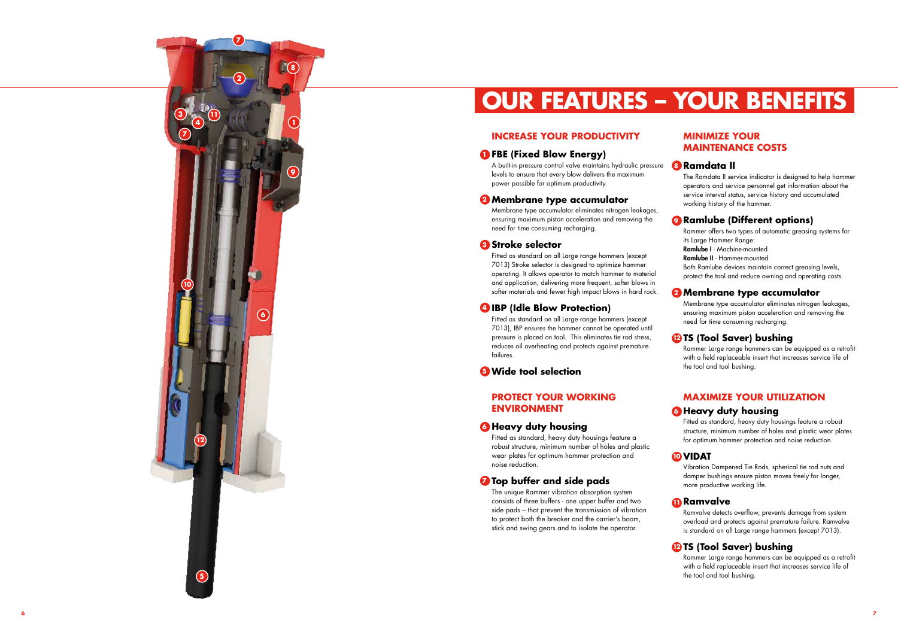# OUR FEATURES – YOUR BENEFITS

## INCREASE YOUR PRODUCTIVITY

### 1 FBE (Fixed Blow Energy)

A built-in pressure control valve maintains hydraulic pressure levels to ensure that every blow delivers the maximum power possible for optimum productivity.

### 2 Membrane type accumulator

Membrane type accumulator eliminates nitrogen leakages, ensuring maximum piston acceleration and removing the need for time consuming recharging.

### 3 Stroke selector

Fitted as standard on all Large range hammers (except 7013) Stroke selector is designed to optimize hammer operating. It allows operator to match hammer to material and application, delivering more frequent, softer blows in softer materials and fewer high impact blows in hard rock.

### 4 IBP (Idle Blow Protection)

Fitted as standard on all Large range hammers (except 7013), IBP ensures the hammer cannot be operated until pressure is placed on tool. This eliminates tie rod stress, reduces oil overheating and protects against premature failures.

### 5 Wide tool selection

## PROTECT YOUR WORKING ENVIRONMENT

### 6 Heavy duty housing

Fitted as standard, heavy duty housings feature a robust structure, minimum number of holes and plastic wear plates for optimum hammer protection and noise reduction.

### 7 Top buffer and side pads

The unique Rammer vibration absorption system consists of three buffers - one upper buffer and two side pads – that prevent the transmission of vibration to protect both the breaker and the carrier's boom, stick and swing gears and to isolate the operator.

## MINIMIZE YOUR MAINTENANCE COSTS

### 8 Ramdata II

The Ramdata II service indicator is designed to help hammer operators and service personnel get information about the service interval status, service history and accumulated working history of the hammer.

### 9 Ramlube (Different options)

Rammer offers two types of automatic greasing systems for its Large Hammer Range:
**Ramlube I** - Machine-mounted
**Ramlube II** - Hammer-mounted
Both Ramlube devices maintain correct greasing levels, protect the tool and reduce owning and operating costs.

### 2 Membrane type accumulator

Membrane type accumulator eliminates nitrogen leakages, ensuring maximum piston acceleration and removing the need for time consuming recharging.

### 12 TS (Tool Saver) bushing

Rammer Large range hammers can be equipped as a retrofit with a field replaceable insert that increases service life of the tool and tool bushing.

## MAXIMIZE YOUR UTILIZATION

### 6 Heavy duty housing

Fitted as standard, heavy duty housings feature a robust structure, minimum number of holes and plastic wear plates for optimum hammer protection and noise reduction.

### 10 VIDAT

Vibration Dampened Tie Rods, spherical tie rod nuts and damper bushings ensure piston moves freely for longer, more productive working life.

### 11 Ramvalve

Ramvalve detects overflow, prevents damage from system overload and protects against premature failure. Ramvalve is standard on all Large range hammers (except 7013).

### 12 TS (Tool Saver) bushing

Rammer Large range hammers can be equipped as a retrofit with a field replaceable insert that increases service life of the tool and tool bushing.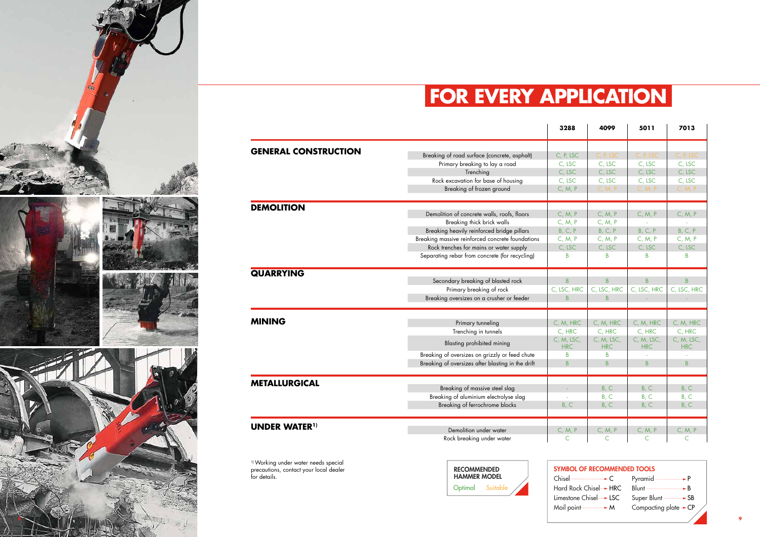# FOR EVERY APPLICATION

| | | 3288 | 4099 | 5011 | 7013 |
|---|---|---|---|---|---|
| **GENERAL CONSTRUCTION** | Breaking of road surface (concrete, asphalt) | C, P, LSC | C, P, LSC | C, P, LSC | C, P, LSC |
| | Primary breaking to lay a road | C, LSC | C, LSC | C, LSC | C, LSC |
| | Trenching | C, LSC | C, LSC | C, LSC | C, LSC |
| | Rock excavation for base of housing | C, LSC | C, LSC | C, LSC | C, LSC |
| | Breaking of frozen ground | C, M, P | C, M, P | C, M, P | C, M, P |
| **DEMOLITION** | Demolition of concrete walls, roofs, floors | C, M, P | C, M, P | C, M, P | C, M, P |
| | Breaking thick brick walls | C, M, P | C, M, P | - | - |
| | Breaking heavily reinforced bridge pillars | B, C, P | B, C, P | B, C, P | B, C, P |
| | Breaking massive reinforced concrete foundations | C, M, P | C, M, P | C, M, P | C, M, P |
| | Rock trenches for mains or water supply | C, LSC | C, LSC | C, LSC | C, LSC |
| | Separating rebar from concrete (for recycling) | B | B | B | B |
| **QUARRYING** | Secondary breaking of blasted rock | B | B | B | B |
| | Primary breaking of rock | C, LSC, HRC | C, LSC, HRC | C, LSC, HRC | C, LSC, HRC |
| | Breaking oversizes on a crusher or feeder | B | B | - | - |
| **MINING** | Primary tunneling | C, M, HRC | C, M, HRC | C, M, HRC | C, M, HRC |
| | Trenching in tunnels | C, HRC | C, HRC | C, HRC | C, HRC |
| | Blasting prohibited mining | C, M, LSC, HRC | C, M, LSC, HRC | C, M, LSC, HRC | C, M, LSC, HRC |
| | Breaking of oversizes on grizzly or feed chute | B | B | - | - |
| | Breaking of oversizes after blasting in the drift | B | B | B | B |
| **METALLURGICAL** | Breaking of massive steel slag | - | B, C | B, C | B, C |
| | Breaking of aluminium electrolyse slag | - | B, C | B, C | B, C |
| | Breaking of ferrochrome blocks | B, C | B, C | B, C | B, C |
| **UNDER WATER**[1] | Demolition under water | C, M, P | C, M, P | C, M, P | C, M, P |
| | Rock breaking under water | C | C | C | C |

[1] Working under water needs special precautions, contact your local dealer for details.

**RECOMMENDED HAMMER MODEL**
Optimal Suitable

**SYMBOL OF RECOMMENDED TOOLS**

| | | | |
|---|---|---|---|
| Chisel | C | Pyramid | P |
| Hard Rock Chisel | HRC | Blunt | B |
| Limestone Chisel | LSC | Super Blunt | SB |
| Moil point | M | Compacting plate | CP |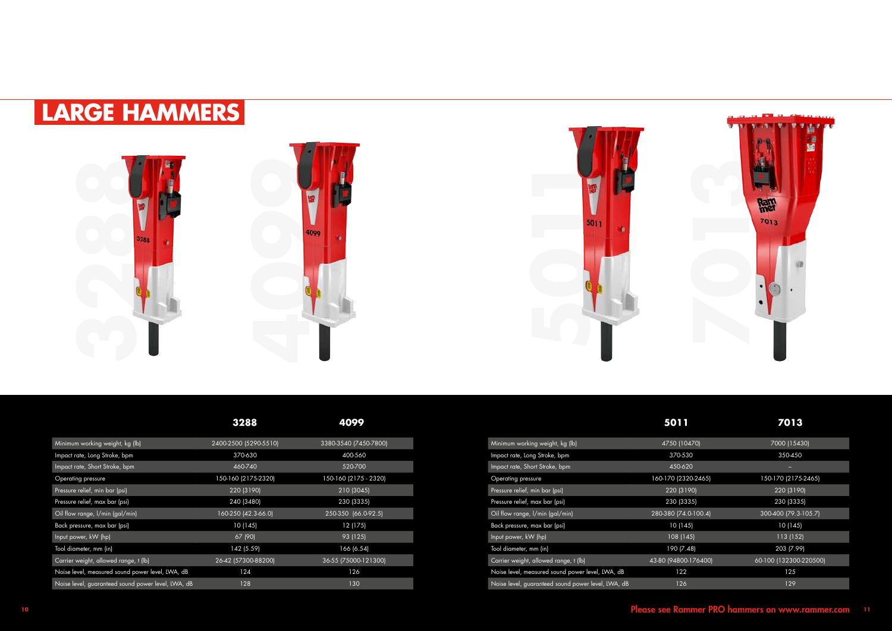# LARGE HAMMERS

| | 3288 | 4099 |
|---|---|---|
| Minimum working weight, kg (lb) | 2400-2500 (5290-5510) | 3380-3540 (7450-7800) |
| Impact rate, Long Stroke, bpm | 370-630 | 400-560 |
| Impact rate, Short Stroke, bpm | 460-740 | 520-700 |
| Operating pressure | 150-160 (2175-2320) | 150-160 (2175 - 2320) |
| Pressure relief, min bar (psi) | 220 (3190) | 210 (3045) |
| Pressure relief, max bar (psi) | 240 (3480) | 230 (3335) |
| Oil flow range, l/min (gal/min) | 160-250 (42.3-66.0) | 250-350 (66.0-92.5) |
| Back pressure, max bar (psi) | 10 (145) | 12 (175) |
| Input power, kW (hp) | 67 (90) | 93 (125) |
| Tool diameter, mm (in) | 142 (5.59) | 166 (6.54) |
| Carrier weight, allowed range, t (lb) | 26-42 (57300-88200) | 36-55 (75000-121300) |
| Noise level, measured sound power level, LWA, dB | 124 | 126 |
| Noise level, guaranteed sound power level, LWA, dB | 128 | 130 |

| | 5011 | 7013 |
|---|---|---|
| Minimum working weight, kg (lb) | 4750 (10470) | 7000 (15430) |
| Impact rate, Long Stroke, bpm | 370-530 | 350-450 |
| Impact rate, Short Stroke, bpm | 450-620 | – |
| Operating pressure | 160-170 (2320-2465) | 150-170 (2175-2465) |
| Pressure relief, min bar (psi) | 220 (3190) | 220 (3190) |
| Pressure relief, max bar (psi) | 230 (3335) | 230 (3335) |
| Oil flow range, l/min (gal/min) | 280-380 (74.0-100.4) | 300-400 (79.3-105.7) |
| Back pressure, max bar (psi) | 10 (145) | 10 (145) |
| Input power, kW (hp) | 108 (145) | 113 (152) |
| Tool diameter, mm (in) | 190 (7.48) | 203 (7.99) |
| Carrier weight, allowed range, t (lb) | 43-80 (94800-176400) | 60-100 (132300-220500) |
| Noise level, measured sound power level, LWA, dB | 122 | 125 |
| Noise level, guaranteed sound power level, LWA, dB | 126 | 129 |

**Please see Rammer PRO hammers on www.rammer.com**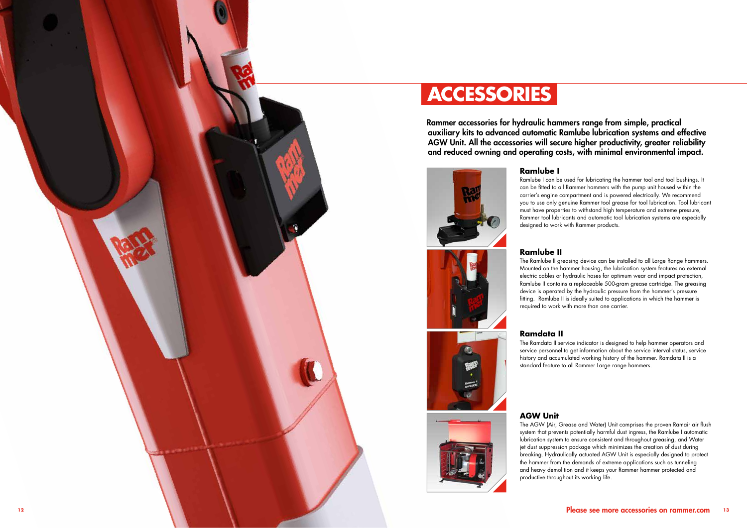# ACCESSORIES

**Rammer accessories for hydraulic hammers range from simple, practical auxiliary kits to advanced automatic Ramlube lubrication systems and effective AGW Unit. All the accessories will secure higher productivity, greater reliability and reduced owning and operating costs, with minimal environmental impact.**

## Ramlube I

Ramlube I can be used for lubricating the hammer tool and tool bushings. It can be fitted to all Rammer hammers with the pump unit housed within the carrier's engine compartment and is powered electrically. We recommend you to use only genuine Rammer tool grease for tool lubrication. Tool lubricant must have properties to withstand high temperature and extreme pressure, Rammer tool lubricants and automatic tool lubrication systems are especially designed to work with Rammer products.

## Ramlube II

The Ramlube II greasing device can be installed to all Large Range hammers. Mounted on the hammer housing, the lubrication system features no external electric cables or hydraulic hoses for optimum wear and impact protection, Ramlube II contains a replaceable 500-gram grease cartridge. The greasing device is operated by the hydraulic pressure from the hammer's pressure fitting. Ramlube II is ideally suited to applications in which the hammer is required to work with more than one carrier.

## Ramdata II

The Ramdata II service indicator is designed to help hammer operators and service personnel to get information about the service interval status, service history and accumulated working history of the hammer. Ramdata II is a standard feature to all Rammer Large range hammers.

## AGW Unit

The AGW (Air, Grease and Water) Unit comprises the proven Ramair air flush system that prevents potentially harmful dust ingress, the Ramlube I automatic lubrication system to ensure consistent and throughout greasing, and Water jet dust suppression package which minimizes the creation of dust during breaking. Hydraulically actuated AGW Unit is especially designed to protect the hammer from the demands of extreme applications such as tunneling and heavy demolition and it keeps your Rammer hammer protected and productive throughout its working life.

Please see more accessories on rammer.com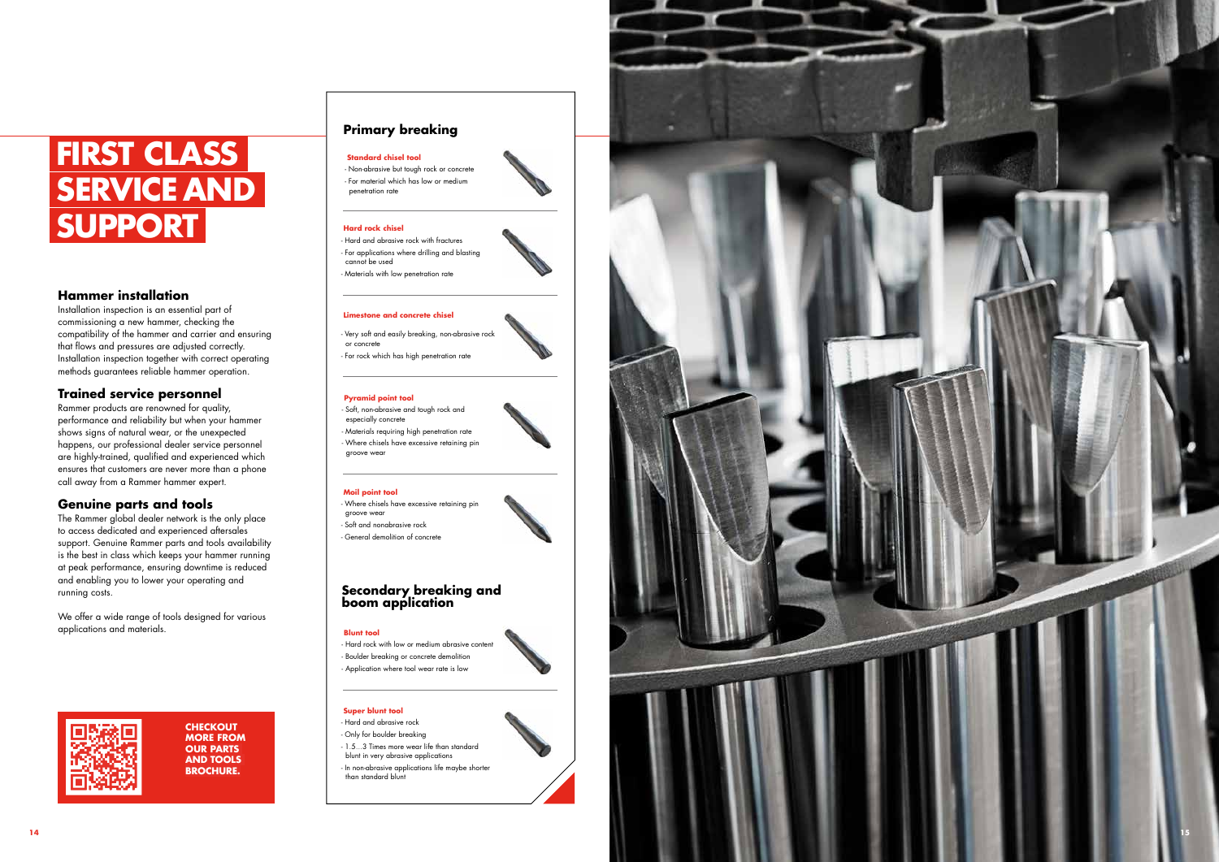# FIRST CLASS SERVICE AND SUPPORT

## Hammer installation

Installation inspection is an essential part of commissioning a new hammer, checking the compatibility of the hammer and carrier and ensuring that flows and pressures are adjusted correctly. Installation inspection together with correct operating methods guarantees reliable hammer operation.

## Trained service personnel

Rammer products are renowned for quality, performance and reliability but when your hammer shows signs of natural wear, or the unexpected happens, our professional dealer service personnel are highly-trained, qualified and experienced which ensures that customers are never more than a phone call away from a Rammer hammer expert.

## Genuine parts and tools

The Rammer global dealer network is the only place to access dedicated and experienced aftersales support. Genuine Rammer parts and tools availability is the best in class which keeps your hammer running at peak performance, ensuring downtime is reduced and enabling you to lower your operating and running costs.

We offer a wide range of tools designed for various applications and materials.

**CHECKOUT MORE FROM OUR PARTS AND TOOLS BROCHURE.**

## Primary breaking

**Standard chisel tool**
- Non-abrasive but tough rock or concrete
- For material which has low or medium penetration rate

**Hard rock chisel**
- Hard and abrasive rock with fractures
- For applications where drilling and blasting cannot be used
- Materials with low penetration rate

**Limestone and concrete chisel**
- Very soft and easily breaking, non-abrasive rock or concrete
- For rock which has high penetration rate

**Pyramid point tool**
- Soft, non-abrasive and tough rock and especially concrete
- Materials requiring high penetration rate
- Where chisels have excessive retaining pin groove wear

**Moil point tool**
- Where chisels have excessive retaining pin groove wear
- Soft and nonabrasive rock
- General demolition of concrete

## Secondary breaking and boom application

**Blunt tool**
- Hard rock with low or medium abrasive content
- Boulder breaking or concrete demolition
- Application where tool wear rate is low

**Super blunt tool**
- Hard and abrasive rock
- Only for boulder breaking
- 1.5...3 Times more wear life than standard blunt in very abrasive applications
- In non-abrasive applications life maybe shorter than standard blunt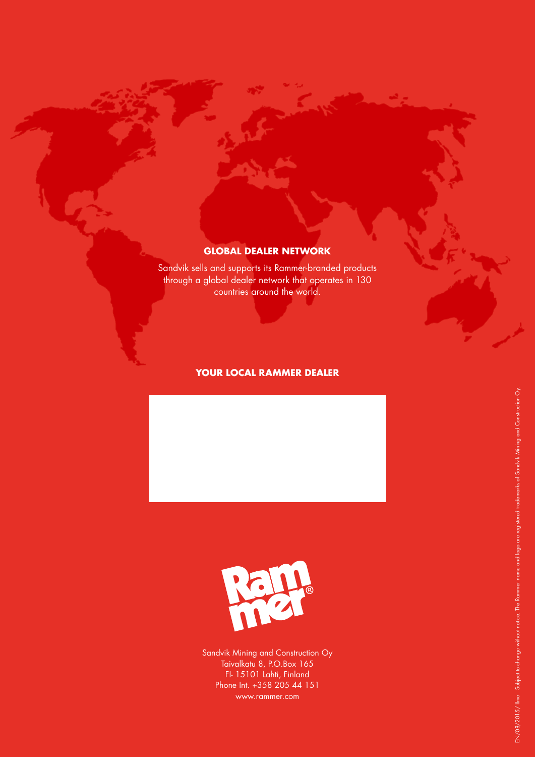## GLOBAL DEALER NETWORK

Sandvik sells and supports its Rammer-branded products through a global dealer network that operates in 130 countries around the world.

## YOUR LOCAL RAMMER DEALER

Sandvik Mining and Construction Oy
Taivalkatu 8, P.O.Box 165
FI- 15101 Lahti, Finland
Phone Int. +358 205 44 151
www.rammer.com

EN/08/2015/Ilme Subject to change without notice. The Rammer name and logo are registered trademarks of Sandvik Mining and Construction Oy.